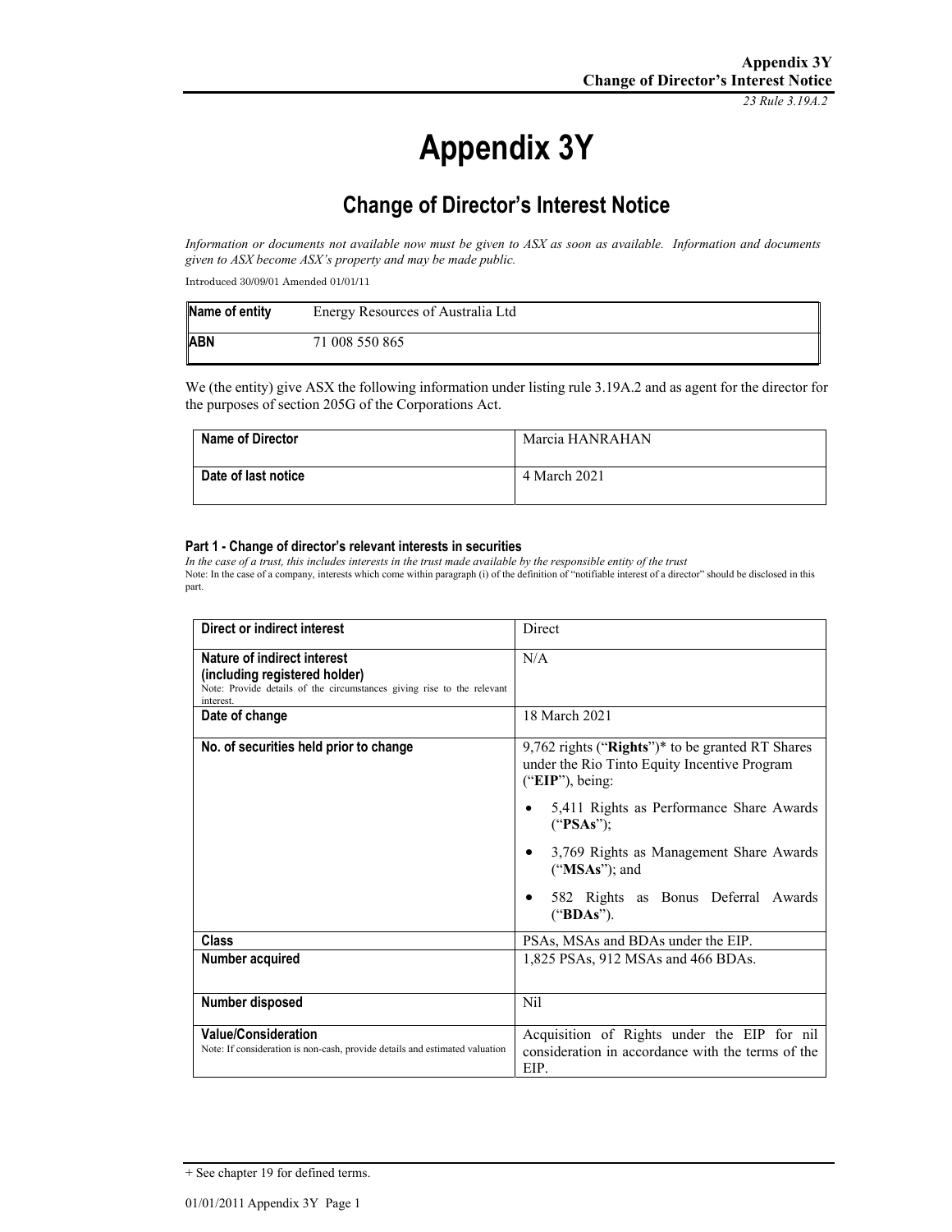# Appendix 3Y

## Change of Director's Interest Notice

*Information or documents not available now must be given to ASX as soon as available. Information and documents given to ASX become ASX's property and may be made public.*

Introduced 30/09/01 Amended 01/01/11

| Name of entity | Energy Resources of Australia Ltd |
|---|---|
| **ABN** | 71 008 550 865 |

We (the entity) give ASX the following information under listing rule 3.19A.2 and as agent for the director for the purposes of section 205G of the Corporations Act.

| Name of Director | Marcia HANRAHAN |
|---|---|
| **Date of last notice** | 4 March 2021 |

#### Part 1 - Change of director's relevant interests in securities

*In the case of a trust, this includes interests in the trust made available by the responsible entity of the trust*

Note: In the case of a company, interests which come within paragraph (i) of the definition of "notifiable interest of a director" should be disclosed in this part.

| Direct or indirect interest | Direct |
|---|---|
| **Nature of indirect interest (including registered holder)**<br>Note: Provide details of the circumstances giving rise to the relevant interest. | N/A |
| **Date of change** | 18 March 2021 |
| **No. of securities held prior to change** | 9,762 rights ("**Rights**")* to be granted RT Shares under the Rio Tinto Equity Incentive Program ("**EIP**"), being:<br>• 5,411 Rights as Performance Share Awards ("**PSAs**");<br>• 3,769 Rights as Management Share Awards ("**MSAs**"); and<br>• 582 Rights as Bonus Deferral Awards ("**BDAs**"). |
| **Class** | PSAs, MSAs and BDAs under the EIP. |
| **Number acquired** | 1,825 PSAs, 912 MSAs and 466 BDAs. |
| **Number disposed** | Nil |
| **Value/Consideration**<br>Note: If consideration is non-cash, provide details and estimated valuation | Acquisition of Rights under the EIP for nil consideration in accordance with the terms of the EIP. |

+ See chapter 19 for defined terms.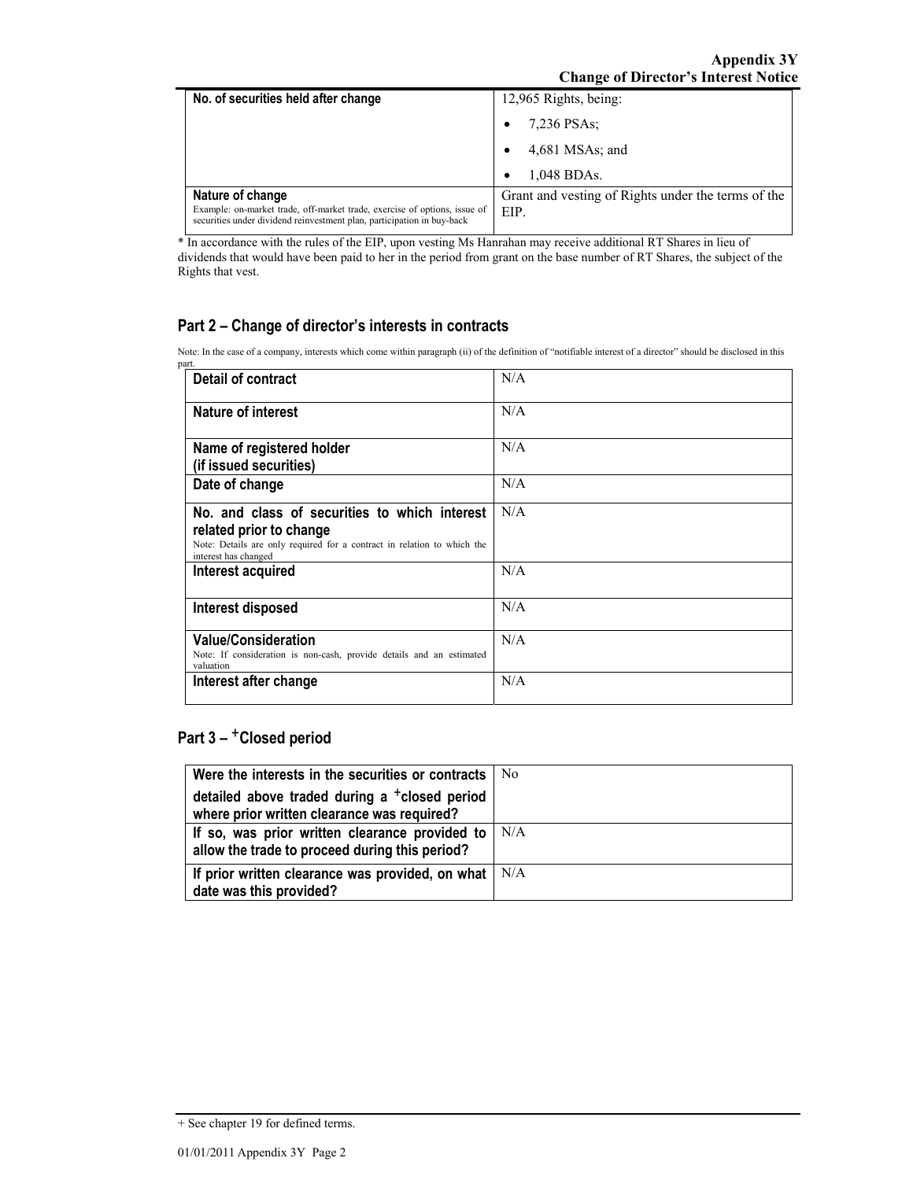| | |
|---|---|
| **No. of securities held after change** | 12,965 Rights, being:<br>• 7,236 PSAs;<br>• 4,681 MSAs; and<br>• 1,048 BDAs. |
| **Nature of change**<br>Example: on-market trade, off-market trade, exercise of options, issue of securities under dividend reinvestment plan, participation in buy-back | Grant and vesting of Rights under the terms of the EIP. |

* In accordance with the rules of the EIP, upon vesting Ms Hanrahan may receive additional RT Shares in lieu of dividends that would have been paid to her in the period from grant on the base number of RT Shares, the subject of the Rights that vest.

## Part 2 – Change of director's interests in contracts

Note: In the case of a company, interests which come within paragraph (ii) of the definition of "notifiable interest of a director" should be disclosed in this part.

| | |
|---|---|
| **Detail of contract** | N/A |
| **Nature of interest** | N/A |
| **Name of registered holder (if issued securities)** | N/A |
| **Date of change** | N/A |
| **No. and class of securities to which interest related prior to change**<br>Note: Details are only required for a contract in relation to which the interest has changed | N/A |
| **Interest acquired** | N/A |
| **Interest disposed** | N/A |
| **Value/Consideration**<br>Note: If consideration is non-cash, provide details and an estimated valuation | N/A |
| **Interest after change** | N/A |

## Part 3 – +Closed period

| | |
|---|---|
| **Were the interests in the securities or contracts detailed above traded during a +closed period where prior written clearance was required?** | No |
| **If so, was prior written clearance provided to allow the trade to proceed during this period?** | N/A |
| **If prior written clearance was provided, on what date was this provided?** | N/A |

+ See chapter 19 for defined terms.